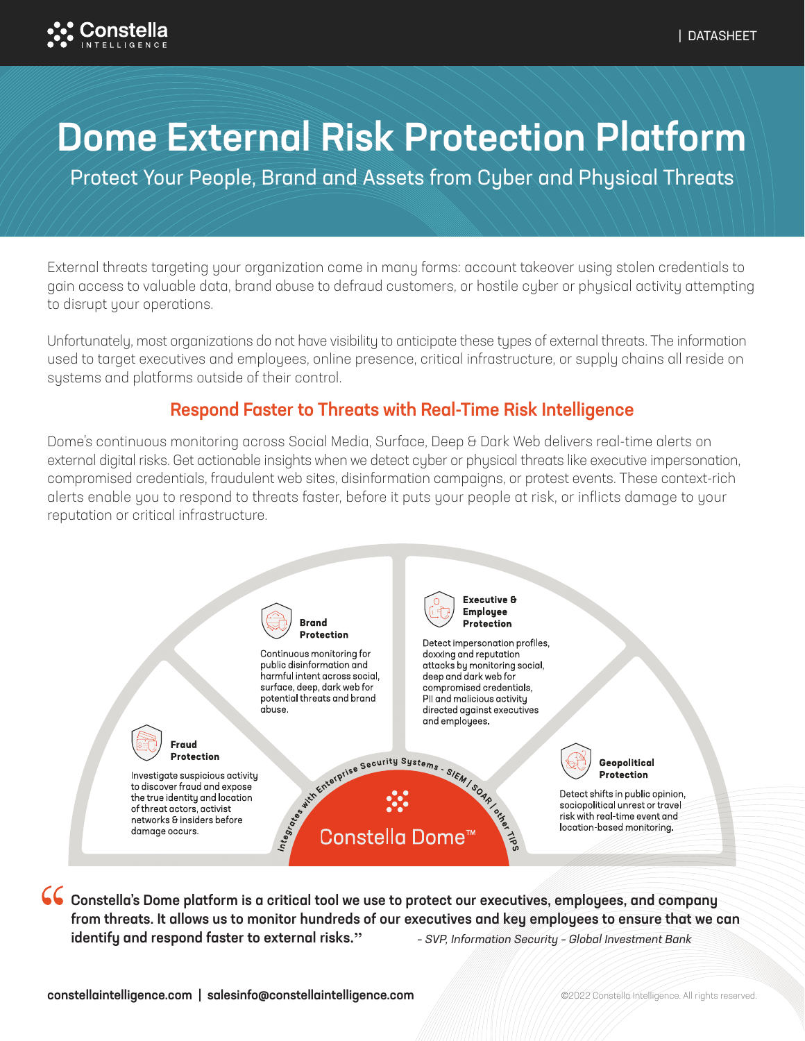Constella INTELLIGENCE

DATASHEET

# Dome External Risk Protection Platform

## Protect Your People, Brand and Assets from Cyber and Physical Threats

External threats targeting your organization come in many forms: account takeover using stolen credentials to gain access to valuable data, brand abuse to defraud customers, or hostile cyber or physical activity attempting to disrupt your operations.

Unfortunately, most organizations do not have visibility to anticipate these types of external threats. The information used to target executives and employees, online presence, critical infrastructure, or supply chains all reside on systems and platforms outside of their control.

## Respond Faster to Threats with Real-Time Risk Intelligence

Dome's continuous monitoring across Social Media, Surface, Deep & Dark Web delivers real-time alerts on external digital risks. Get actionable insights when we detect cyber or physical threats like executive impersonation, compromised credentials, fraudulent web sites, disinformation campaigns, or protest events. These context-rich alerts enable you to respond to threats faster, before it puts your people at risk, or inflicts damage to your reputation or critical infrastructure.

**Fraud Protection**

Investigate suspicious activity to discover fraud and expose the true identity and location of threat actors, activist networks & insiders before damage occurs.

**Brand Protection**

Continuous monitoring for public disinformation and harmful intent across social, surface, deep, dark web for potential threats and brand abuse.

**Executive & Employee Protection**

Detect impersonation profiles, doxxing and reputation attacks by monitoring social, deep and dark web for compromised credentials, PII and malicious activity directed against executives and employees.

**Geopolitical Protection**

Detect shifts in public opinion, sociopolitical unrest or travel risk with real-time event and location-based monitoring.

Integrates with Enterprise Security Systems - SIEM / SOAR / other TIPS

Constella Dome™

> **Constella's Dome platform is a critical tool we use to protect our executives, employees, and company from threats. It allows us to monitor hundreds of our executives and key employees to ensure that we can identify and respond faster to external risks."**
>
> *- SVP, Information Security - Global Investment Bank*

**constellaintelligence.com | salesinfo@constellaintelligence.com**

©2022 Constella Intelligence. All rights reserved.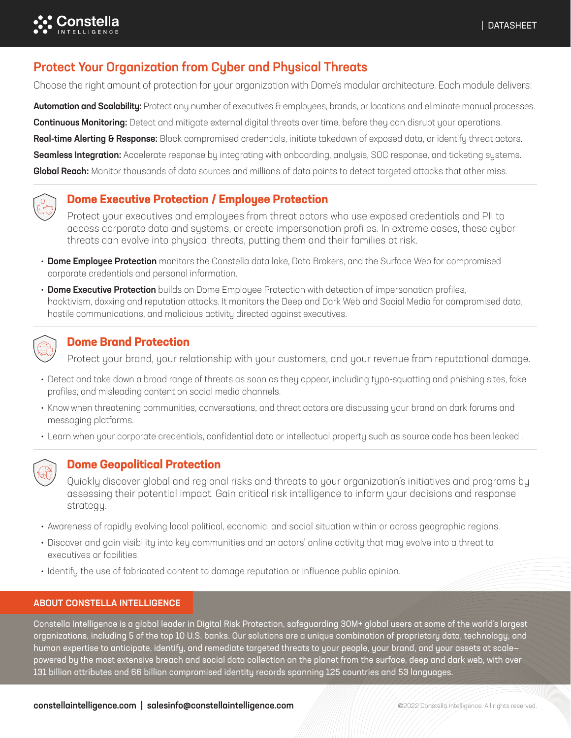Constella INTELLIGENCE | DATASHEET

## Protect Your Organization from Cyber and Physical Threats

Choose the right amount of protection for your organization with Dome's modular architecture. Each module delivers:

**Automation and Scalability:** Protect any number of executives & employees, brands, or locations and eliminate manual processes.

**Continuous Monitoring:** Detect and mitigate external digital threats over time, before they can disrupt your operations.

**Real-time Alerting & Response:** Block compromised credentials, initiate takedown of exposed data, or identify threat actors.

**Seamless Integration:** Accelerate response by integrating with onboarding, analysis, SOC response, and ticketing systems.

**Global Reach:** Monitor thousands of data sources and millions of data points to detect targeted attacks that other miss.

### Dome Executive Protection / Employee Protection

Protect your executives and employees from threat actors who use exposed credentials and PII to access corporate data and systems, or create impersonation profiles. In extreme cases, these cyber threats can evolve into physical threats, putting them and their families at risk.

- **Dome Employee Protection** monitors the Constella data lake, Data Brokers, and the Surface Web for compromised corporate credentials and personal information.
- **Dome Executive Protection** builds on Dome Employee Protection with detection of impersonation profiles, hacktivism, doxxing and reputation attacks. It monitors the Deep and Dark Web and Social Media for compromised data, hostile communications, and malicious activity directed against executives.

### Dome Brand Protection

Protect your brand, your relationship with your customers, and your revenue from reputational damage.

- Detect and take down a broad range of threats as soon as they appear, including typo-squatting and phishing sites, fake profiles, and misleading content on social media channels.
- Know when threatening communities, conversations, and threat actors are discussing your brand on dark forums and messaging platforms.
- Learn when your corporate credentials, confidential data or intellectual property such as source code has been leaked .

### Dome Geopolitical Protection

Quickly discover global and regional risks and threats to your organization's initiatives and programs by assessing their potential impact. Gain critical risk intelligence to inform your decisions and response strategy.

- Awareness of rapidly evolving local political, economic, and social situation within or across geographic regions.
- Discover and gain visibility into key communities and an actors' online activity that may evolve into a threat to executives or facilities.
- Identify the use of fabricated content to damage reputation or influence public opinion.

### ABOUT CONSTELLA INTELLIGENCE

Constella Intelligence is a global leader in Digital Risk Protection, safeguarding 30M+ global users at some of the world's largest organizations, including 5 of the top 10 U.S. banks. Our solutions are a unique combination of proprietary data, technology, and human expertise to anticipate, identify, and remediate targeted threats to your people, your brand, and your assets at scale—powered by the most extensive breach and social data collection on the planet from the surface, deep and dark web, with over 131 billion attributes and 66 billion compromised identity records spanning 125 countries and 53 languages.

**constellaintelligence.com | salesinfo@constellaintelligence.com**

©2022 Constella Intelligence. All rights reserved.